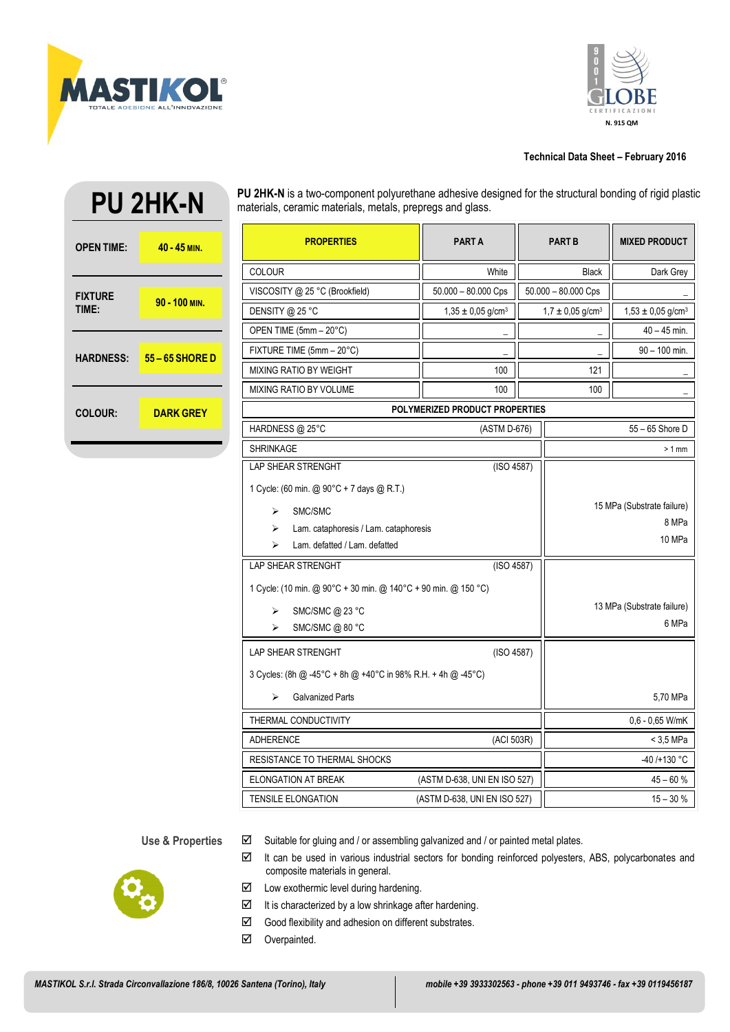MASTIKOL®
TOTALE ADESIONE ALL'INNOVAZIONE

9001 GLOBE CERTIFICAZIONI
N. 915 QM

**Technical Data Sheet – February 2016**

# PU 2HK-N

| | |
|---|---|
| **OPEN TIME:** | **40 - 45 MIN.** |
| **FIXTURE TIME:** | **90 - 100 MIN.** |
| **HARDNESS:** | **55 – 65 SHORE D** |
| **COLOUR:** | **DARK GREY** |

**PU 2HK-N** is a two-component polyurethane adhesive designed for the structural bonding of rigid plastic materials, ceramic materials, metals, prepregs and glass.

| PROPERTIES | PART A | PART B | MIXED PRODUCT |
|---|---|---|---|
| COLOUR | White | Black | Dark Grey |
| VISCOSITY @ 25 °C (Brookfield) | 50.000 – 80.000 Cps | 50.000 – 80.000 Cps | _ |
| DENSITY @ 25 °C | 1,35 ± 0,05 g/cm³ | 1,7 ± 0,05 g/cm³ | 1,53 ± 0,05 g/cm³ |
| OPEN TIME (5mm – 20°C) | _ | _ | 40 – 45 min. |
| FIXTURE TIME (5mm – 20°C) | _ | _ | 90 – 100 min. |
| MIXING RATIO BY WEIGHT | 100 | 121 | _ |
| MIXING RATIO BY VOLUME | 100 | 100 | _ |

**POLYMERIZED PRODUCT PROPERTIES**

| Property | Value |
|---|---|
| HARDNESS @ 25°C (ASTM D-676) | 55 – 65 Shore D |
| SHRINKAGE | > 1 mm |
| LAP SHEAR STRENGHT (ISO 4587)<br>1 Cycle: (60 min. @ 90°C + 7 days @ R.T.)<br>➢ SMC/SMC<br>➢ Lam. cataphoresis / Lam. cataphoresis<br>➢ Lam. defatted / Lam. defatted | <br><br>15 MPa (Substrate failure)<br>8 MPa<br>10 MPa |
| LAP SHEAR STRENGHT (ISO 4587)<br>1 Cycle: (10 min. @ 90°C + 30 min. @ 140°C + 90 min. @ 150 °C)<br>➢ SMC/SMC @ 23 °C<br>➢ SMC/SMC @ 80 °C | <br><br>13 MPa (Substrate failure)<br>6 MPa |
| LAP SHEAR STRENGHT (ISO 4587)<br>3 Cycles: (8h @ -45°C + 8h @ +40°C in 98% R.H. + 4h @ -45°C)<br>➢ Galvanized Parts | <br><br>5,70 MPa |
| THERMAL CONDUCTIVITY | 0,6 - 0,65 W/mK |
| ADHERENCE (ACI 503R) | < 3,5 MPa |
| RESISTANCE TO THERMAL SHOCKS | -40 /+130 °C |
| ELONGATION AT BREAK (ASTM D-638, UNI EN ISO 527) | 45 – 60 % |
| TENSILE ELONGATION (ASTM D-638, UNI EN ISO 527) | 15 – 30 % |

## Use & Properties

- ☑ Suitable for gluing and / or assembling galvanized and / or painted metal plates.
- ☑ It can be used in various industrial sectors for bonding reinforced polyesters, ABS, polycarbonates and composite materials in general.
- ☑ Low exothermic level during hardening.
- ☑ It is characterized by a low shrinkage after hardening.
- ☑ Good flexibility and adhesion on different substrates.
- ☑ Overpainted.

*MASTIKOL S.r.l. Strada Circonvallazione 186/8, 10026 Santena (Torino), Italy* | *mobile +39 3933302563 - phone +39 011 9493746 - fax +39 0119456187*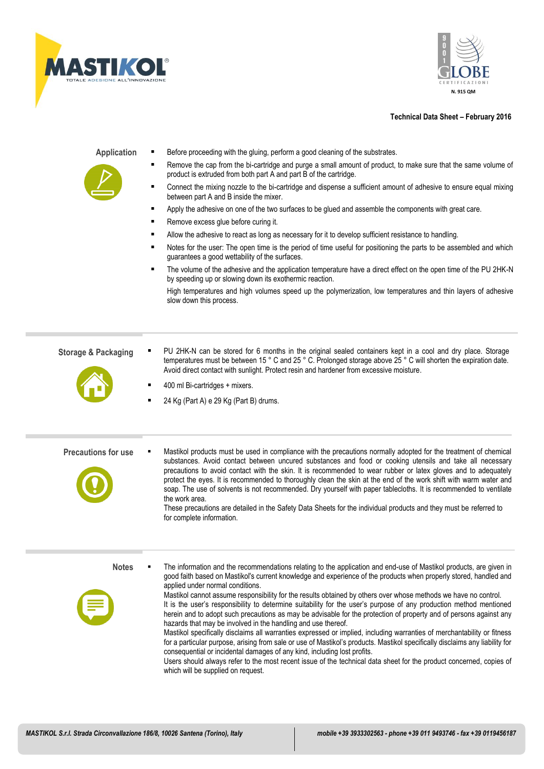Technical Data Sheet – February 2016

## Application

- Before proceeding with the gluing, perform a good cleaning of the substrates.
- Remove the cap from the bi-cartridge and purge a small amount of product, to make sure that the same volume of product is extruded from both part A and part B of the cartridge.
- Connect the mixing nozzle to the bi-cartridge and dispense a sufficient amount of adhesive to ensure equal mixing between part A and B inside the mixer.
- Apply the adhesive on one of the two surfaces to be glued and assemble the components with great care.
- Remove excess glue before curing it.
- Allow the adhesive to react as long as necessary for it to develop sufficient resistance to handling.
- Notes for the user: The open time is the period of time useful for positioning the parts to be assembled and which guarantees a good wettability of the surfaces.
- The volume of the adhesive and the application temperature have a direct effect on the open time of the PU 2HK-N by speeding up or slowing down its exothermic reaction.

  High temperatures and high volumes speed up the polymerization, low temperatures and thin layers of adhesive slow down this process.

## Storage & Packaging

- PU 2HK-N can be stored for 6 months in the original sealed containers kept in a cool and dry place. Storage temperatures must be between 15 ° C and 25 ° C. Prolonged storage above 25 ° C will shorten the expiration date. Avoid direct contact with sunlight. Protect resin and hardener from excessive moisture.
- 400 ml Bi-cartridges + mixers.
- 24 Kg (Part A) e 29 Kg (Part B) drums.

## Precautions for use

- Mastikol products must be used in compliance with the precautions normally adopted for the treatment of chemical substances. Avoid contact between uncured substances and food or cooking utensils and take all necessary precautions to avoid contact with the skin. It is recommended to wear rubber or latex gloves and to adequately protect the eyes. It is recommended to thoroughly clean the skin at the end of the work shift with warm water and soap. The use of solvents is not recommended. Dry yourself with paper tablecloths. It is recommended to ventilate the work area.

  These precautions are detailed in the Safety Data Sheets for the individual products and they must be referred to for complete information.

## Notes

- The information and the recommendations relating to the application and end-use of Mastikol products, are given in good faith based on Mastikol's current knowledge and experience of the products when properly stored, handled and applied under normal conditions.

  Mastikol cannot assume responsibility for the results obtained by others over whose methods we have no control.

  It is the user's responsibility to determine suitability for the user's purpose of any production method mentioned herein and to adopt such precautions as may be advisable for the protection of property and of persons against any hazards that may be involved in the handling and use thereof.

  Mastikol specifically disclaims all warranties expressed or implied, including warranties of merchantability or fitness for a particular purpose, arising from sale or use of Mastikol's products. Mastikol specifically disclaims any liability for consequential or incidental damages of any kind, including lost profits.

  Users should always refer to the most recent issue of the technical data sheet for the product concerned, copies of which will be supplied on request.